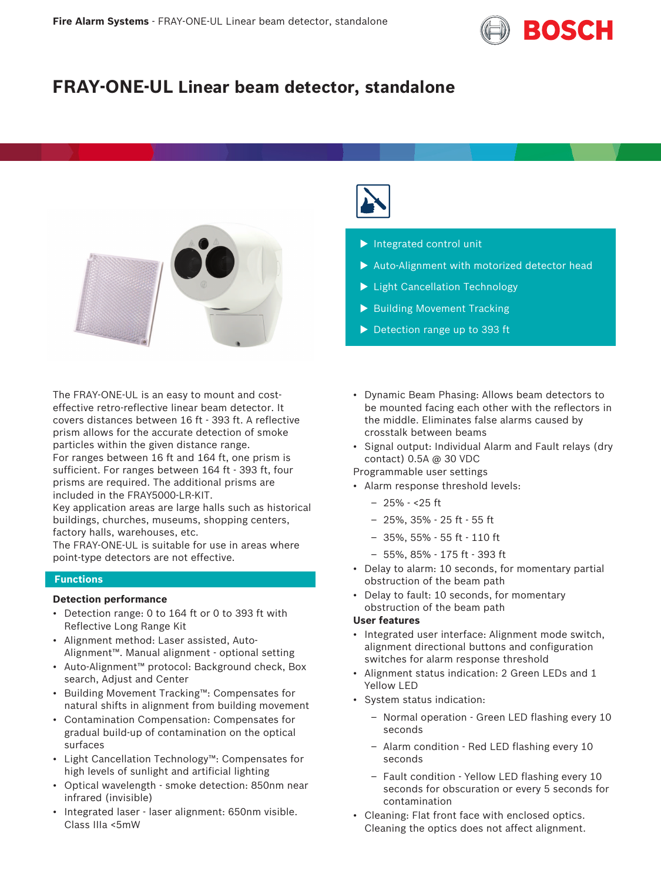# FRAY-ONE-UL Linear beam detector, standalone

- Integrated control unit
- Auto-Alignment with motorized detector head
- Light Cancellation Technology
- Building Movement Tracking
- Detection range up to 393 ft

The FRAY-ONE-UL is an easy to mount and cost-effective retro-reflective linear beam detector. It covers distances between 16 ft - 393 ft. A reflective prism allows for the accurate detection of smoke particles within the given distance range.
For ranges between 16 ft and 164 ft, one prism is sufficient. For ranges between 164 ft - 393 ft, four prisms are required. The additional prisms are included in the FRAY5000-LR-KIT.
Key application areas are large halls such as historical buildings, churches, museums, shopping centers, factory halls, warehouses, etc.
The FRAY-ONE-UL is suitable for use in areas where point-type detectors are not effective.

## Functions

### Detection performance

- Detection range: 0 to 164 ft or 0 to 393 ft with Reflective Long Range Kit
- Alignment method: Laser assisted, Auto-Alignment™. Manual alignment - optional setting
- Auto-Alignment™ protocol: Background check, Box search, Adjust and Center
- Building Movement Tracking™: Compensates for natural shifts in alignment from building movement
- Contamination Compensation: Compensates for gradual build-up of contamination on the optical surfaces
- Light Cancellation Technology™: Compensates for high levels of sunlight and artificial lighting
- Optical wavelength - smoke detection: 850nm near infrared (invisible)
- Integrated laser - laser alignment: 650nm visible. Class IIIa <5mW
- Dynamic Beam Phasing: Allows beam detectors to be mounted facing each other with the reflectors in the middle. Eliminates false alarms caused by crosstalk between beams
- Signal output: Individual Alarm and Fault relays (dry contact) 0.5A @ 30 VDC

Programmable user settings

- Alarm response threshold levels:
  - 25% - <25 ft
  - 25%, 35% - 25 ft - 55 ft
  - 35%, 55% - 55 ft - 110 ft
  - 55%, 85% - 175 ft - 393 ft
- Delay to alarm: 10 seconds, for momentary partial obstruction of the beam path
- Delay to fault: 10 seconds, for momentary obstruction of the beam path

### User features

- Integrated user interface: Alignment mode switch, alignment directional buttons and configuration switches for alarm response threshold
- Alignment status indication: 2 Green LEDs and 1 Yellow LED
- System status indication:
  - Normal operation - Green LED flashing every 10 seconds
  - Alarm condition - Red LED flashing every 10 seconds
  - Fault condition - Yellow LED flashing every 10 seconds for obscuration or every 5 seconds for contamination
- Cleaning: Flat front face with enclosed optics. Cleaning the optics does not affect alignment.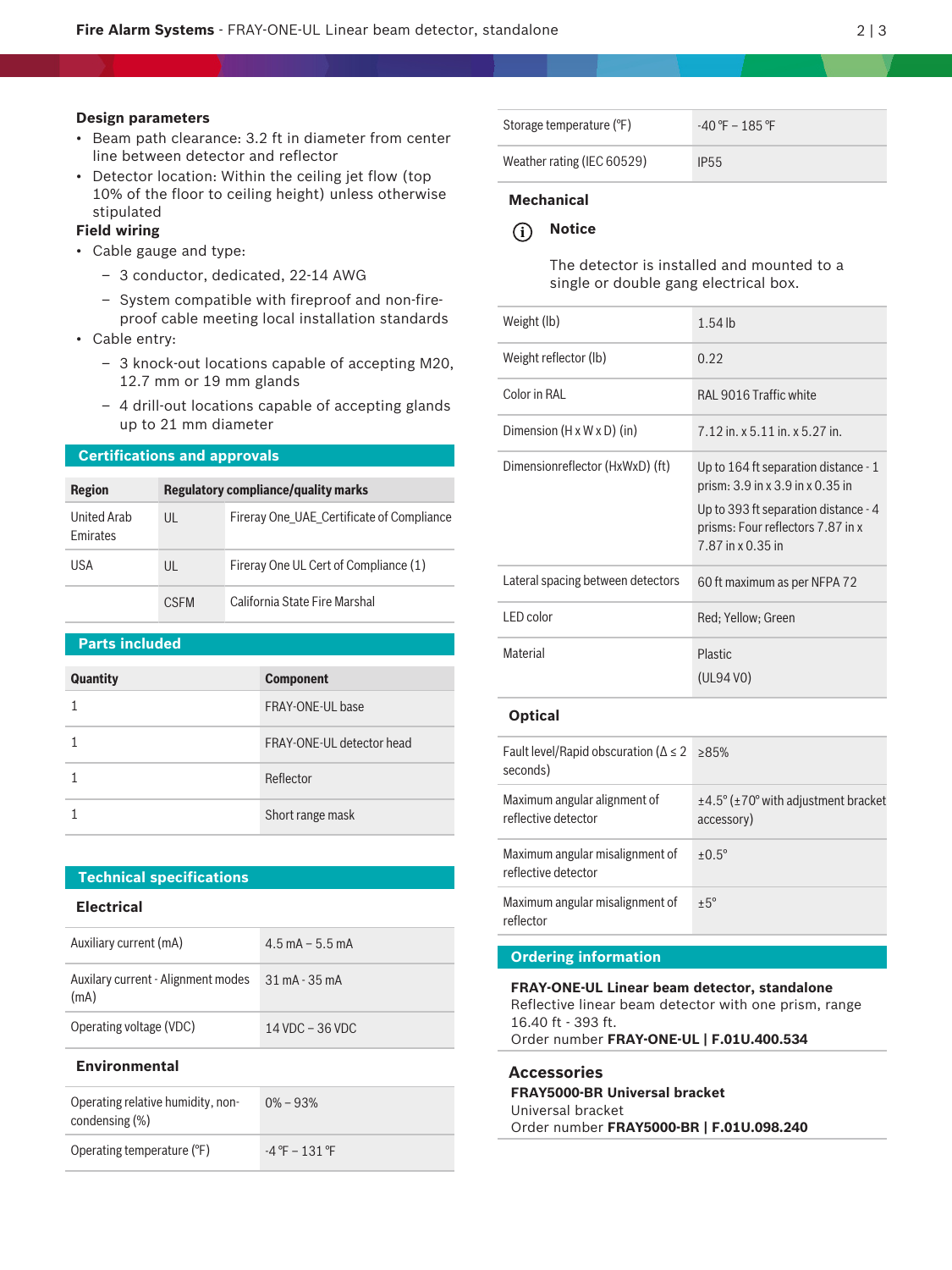### Design parameters

- Beam path clearance: 3.2 ft in diameter from center line between detector and reflector
- Detector location: Within the ceiling jet flow (top 10% of the floor to ceiling height) unless otherwise stipulated

### Field wiring

- Cable gauge and type:
  - 3 conductor, dedicated, 22-14 AWG
  - System compatible with fireproof and non-fireproof cable meeting local installation standards
- Cable entry:
  - 3 knock-out locations capable of accepting M20, 12.7 mm or 19 mm glands
  - 4 drill-out locations capable of accepting glands up to 21 mm diameter

## Certifications and approvals

| Region | Regulatory compliance/quality marks | |
|---|---|---|
| United Arab Emirates | UL | Fireray One_UAE_Certificate of Compliance |
| USA | UL | Fireray One UL Cert of Compliance (1) |
| | CSFM | California State Fire Marshal |

## Parts included

| Quantity | Component |
|---|---|
| 1 | FRAY-ONE-UL base |
| 1 | FRAY-ONE-UL detector head |
| 1 | Reflector |
| 1 | Short range mask |

## Technical specifications

### Electrical

| | |
|---|---|
| Auxiliary current (mA) | 4.5 mA – 5.5 mA |
| Auxilary current - Alignment modes (mA) | 31 mA - 35 mA |
| Operating voltage (VDC) | 14 VDC – 36 VDC |

### Environmental

| | |
|---|---|
| Operating relative humidity, non-condensing (%) | 0% – 93% |
| Operating temperature (°F) | -4 °F – 131 °F |
| Storage temperature (°F) | -40 °F – 185 °F |
| Weather rating (IEC 60529) | IP55 |

### Mechanical

**Notice**

The detector is installed and mounted to a single or double gang electrical box.

| | |
|---|---|
| Weight (lb) | 1.54 lb |
| Weight reflector (lb) | 0.22 |
| Color in RAL | RAL 9016 Traffic white |
| Dimension (H x W x D) (in) | 7.12 in. x 5.11 in. x 5.27 in. |
| Dimensionreflector (HxWxD) (ft) | Up to 164 ft separation distance - 1 prism: 3.9 in x 3.9 in x 0.35 in<br>Up to 393 ft separation distance - 4 prisms: Four reflectors 7.87 in x 7.87 in x 0.35 in |
| Lateral spacing between detectors | 60 ft maximum as per NFPA 72 |
| LED color | Red; Yellow; Green |
| Material | Plastic<br>(UL94 V0) |

### Optical

| | |
|---|---|
| Fault level/Rapid obscuration (Δ ≤ 2 seconds) | ≥85% |
| Maximum angular alignment of reflective detector | ±4.5° (±70° with adjustment bracket accessory) |
| Maximum angular misalignment of reflective detector | ±0.5° |
| Maximum angular misalignment of reflector | ±5° |

## Ordering information

**FRAY-ONE-UL Linear beam detector, standalone**
Reflective linear beam detector with one prism, range 16.40 ft - 393 ft.
Order number **FRAY-ONE-UL | F.01U.400.534**

### Accessories

**FRAY5000-BR Universal bracket**
Universal bracket
Order number **FRAY5000-BR | F.01U.098.240**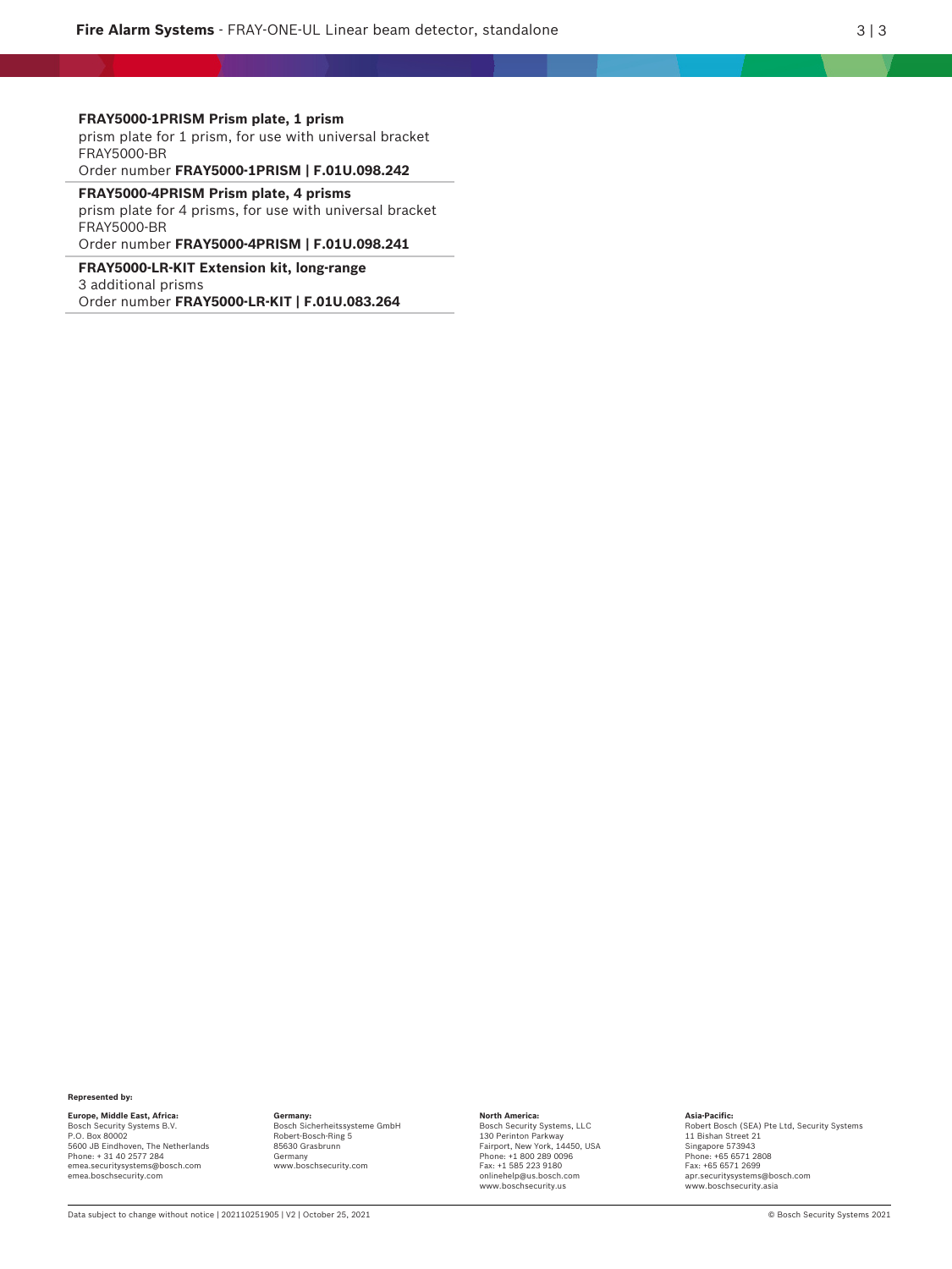**FRAY5000-1PRISM Prism plate, 1 prism**

prism plate for 1 prism, for use with universal bracket FRAY5000-BR

Order number **FRAY5000-1PRISM | F.01U.098.242**

**FRAY5000-4PRISM Prism plate, 4 prisms**

prism plate for 4 prisms, for use with universal bracket FRAY5000-BR

Order number **FRAY5000-4PRISM | F.01U.098.241**

**FRAY5000-LR-KIT Extension kit, long-range**

3 additional prisms

Order number **FRAY5000-LR-KIT | F.01U.083.264**

**Represented by:**

**Europe, Middle East, Africa:**
Bosch Security Systems B.V.
P.O. Box 80002
5600 JB Eindhoven, The Netherlands
Phone: + 31 40 2577 284
emea.securitysystems@bosch.com
emea.boschsecurity.com

**Germany:**
Bosch Sicherheitssysteme GmbH
Robert-Bosch-Ring 5
85630 Grasbrunn
Germany
www.boschsecurity.com

**North America:**
Bosch Security Systems, LLC
130 Perinton Parkway
Fairport, New York, 14450, USA
Phone: +1 800 289 0096
Fax: +1 585 223 9180
onlinehelp@us.bosch.com
www.boschsecurity.us

**Asia-Pacific:**
Robert Bosch (SEA) Pte Ltd, Security Systems
11 Bishan Street 21
Singapore 573943
Phone: +65 6571 2808
Fax: +65 6571 2699
apr.securitysystems@bosch.com
www.boschsecurity.asia

Data subject to change without notice | 202110251905 | V2 | October 25, 2021

© Bosch Security Systems 2021